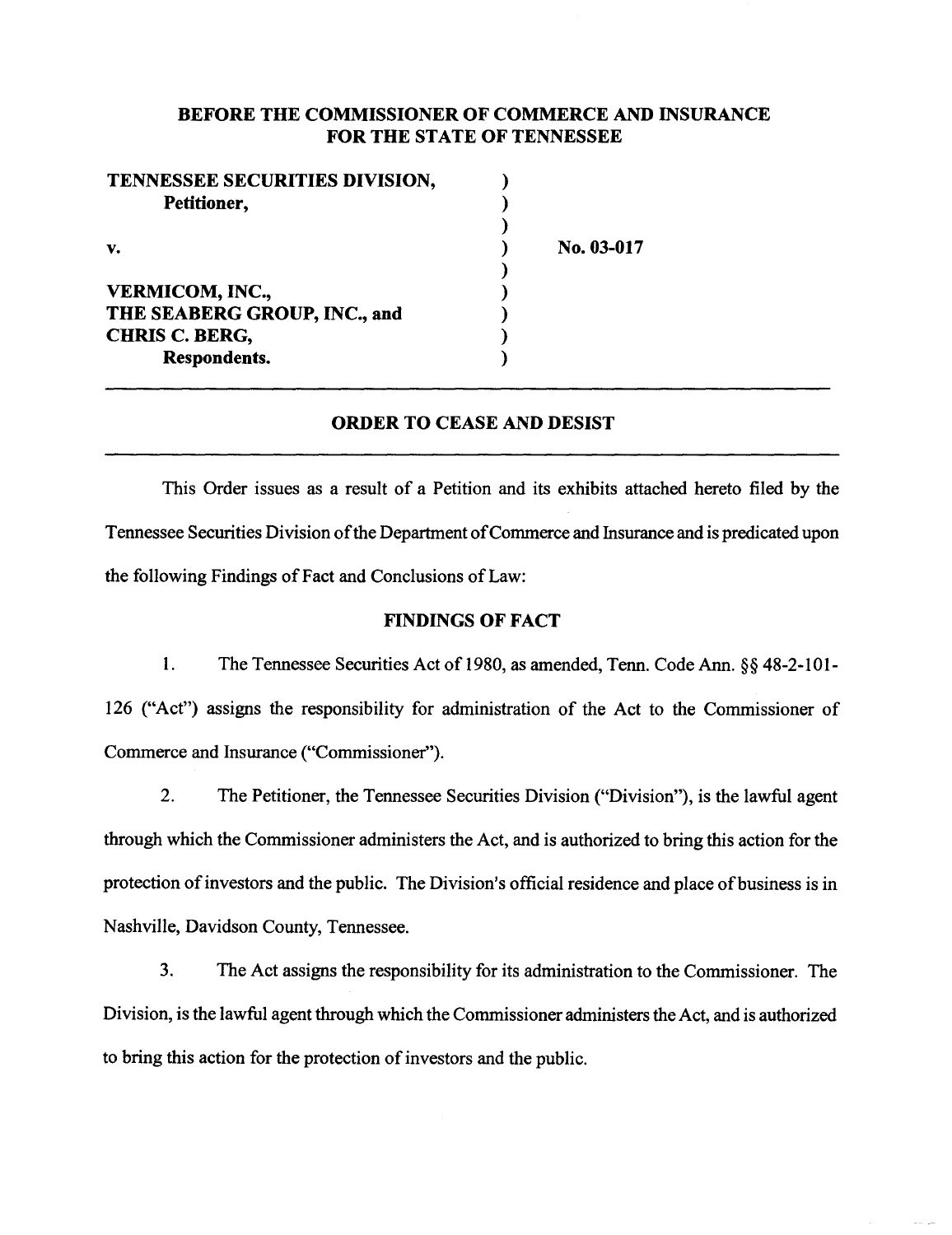**BEFORE THE COMMISSIONER OF COMMERCE AND INSURANCE FOR THE STATE OF TENNESSEE**

| | | |
|---|---|---|
| **TENNESSEE SECURITIES DIVISION,** | ) | |
| **Petitioner,** | ) | |
| | ) | |
| **v.** | ) | **No. 03-017** |
| | ) | |
| **VERMICOM, INC.,** | ) | |
| **THE SEABERG GROUP, INC., and** | ) | |
| **CHRIS C. BERG,** | ) | |
| **Respondents.** | ) | |

---

## ORDER TO CEASE AND DESIST

---

This Order issues as a result of a Petition and its exhibits attached hereto filed by the Tennessee Securities Division of the Department of Commerce and Insurance and is predicated upon the following Findings of Fact and Conclusions of Law:

### FINDINGS OF FACT

1. The Tennessee Securities Act of 1980, as amended, Tenn. Code Ann. §§ 48-2-101-126 ("Act") assigns the responsibility for administration of the Act to the Commissioner of Commerce and Insurance ("Commissioner").

2. The Petitioner, the Tennessee Securities Division ("Division"), is the lawful agent through which the Commissioner administers the Act, and is authorized to bring this action for the protection of investors and the public. The Division's official residence and place of business is in Nashville, Davidson County, Tennessee.

3. The Act assigns the responsibility for its administration to the Commissioner. The Division, is the lawful agent through which the Commissioner administers the Act, and is authorized to bring this action for the protection of investors and the public.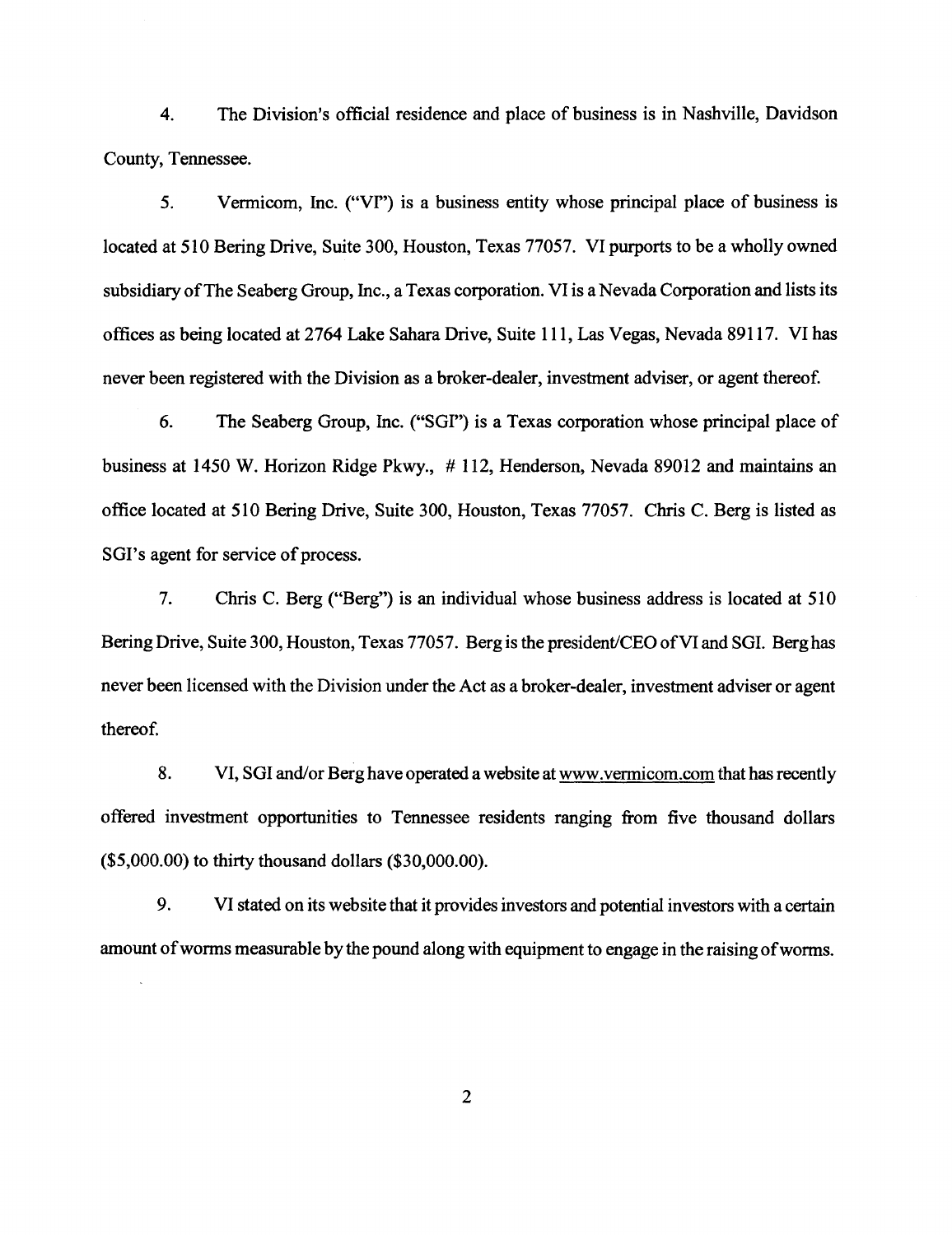4. The Division's official residence and place of business is in Nashville, Davidson County, Tennessee.

5. Vermicom, Inc. ("VI") is a business entity whose principal place of business is located at 510 Bering Drive, Suite 300, Houston, Texas 77057. VI purports to be a wholly owned subsidiary of The Seaberg Group, Inc., a Texas corporation. VI is a Nevada Corporation and lists its offices as being located at 2764 Lake Sahara Drive, Suite 111, Las Vegas, Nevada 89117. VI has never been registered with the Division as a broker-dealer, investment adviser, or agent thereof.

6. The Seaberg Group, Inc. ("SGI") is a Texas corporation whose principal place of business at 1450 W. Horizon Ridge Pkwy., # 112, Henderson, Nevada 89012 and maintains an office located at 510 Bering Drive, Suite 300, Houston, Texas 77057. Chris C. Berg is listed as SGI's agent for service of process.

7. Chris C. Berg ("Berg") is an individual whose business address is located at 510 Bering Drive, Suite 300, Houston, Texas 77057. Berg is the president/CEO of VI and SGI. Berg has never been licensed with the Division under the Act as a broker-dealer, investment adviser or agent thereof.

8. VI, SGI and/or Berg have operated a website at www.vermicom.com that has recently offered investment opportunities to Tennessee residents ranging from five thousand dollars ($5,000.00) to thirty thousand dollars ($30,000.00).

9. VI stated on its website that it provides investors and potential investors with a certain amount of worms measurable by the pound along with equipment to engage in the raising of worms.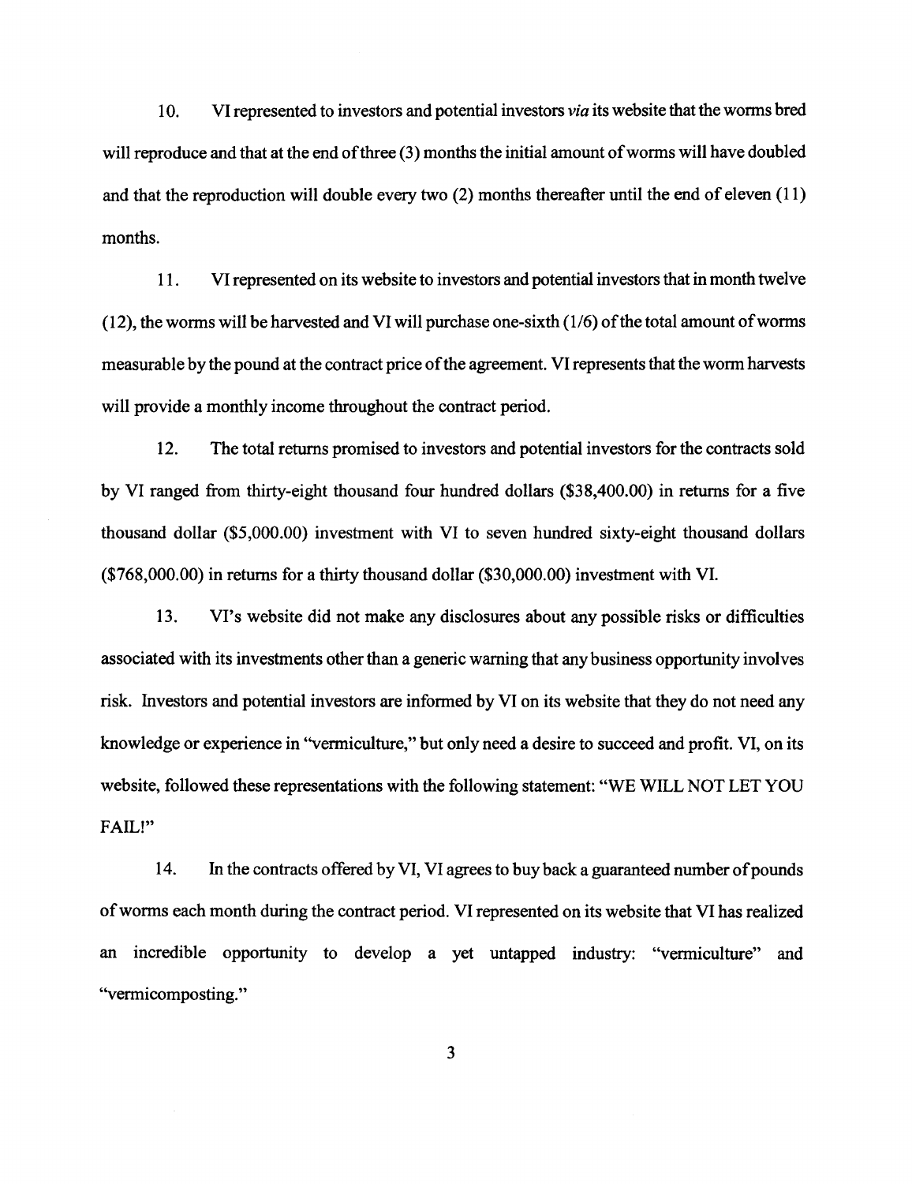10. VI represented to investors and potential investors *via* its website that the worms bred will reproduce and that at the end of three (3) months the initial amount of worms will have doubled and that the reproduction will double every two (2) months thereafter until the end of eleven (11) months.

11. VI represented on its website to investors and potential investors that in month twelve (12), the worms will be harvested and VI will purchase one-sixth (1/6) of the total amount of worms measurable by the pound at the contract price of the agreement. VI represents that the worm harvests will provide a monthly income throughout the contract period.

12. The total returns promised to investors and potential investors for the contracts sold by VI ranged from thirty-eight thousand four hundred dollars ($38,400.00) in returns for a five thousand dollar ($5,000.00) investment with VI to seven hundred sixty-eight thousand dollars ($768,000.00) in returns for a thirty thousand dollar ($30,000.00) investment with VI.

13. VI's website did not make any disclosures about any possible risks or difficulties associated with its investments other than a generic warning that any business opportunity involves risk. Investors and potential investors are informed by VI on its website that they do not need any knowledge or experience in "vermiculture," but only need a desire to succeed and profit. VI, on its website, followed these representations with the following statement: "WE WILL NOT LET YOU FAIL!"

14. In the contracts offered by VI, VI agrees to buy back a guaranteed number of pounds of worms each month during the contract period. VI represented on its website that VI has realized an incredible opportunity to develop a yet untapped industry: "vermiculture" and "vermicomposting."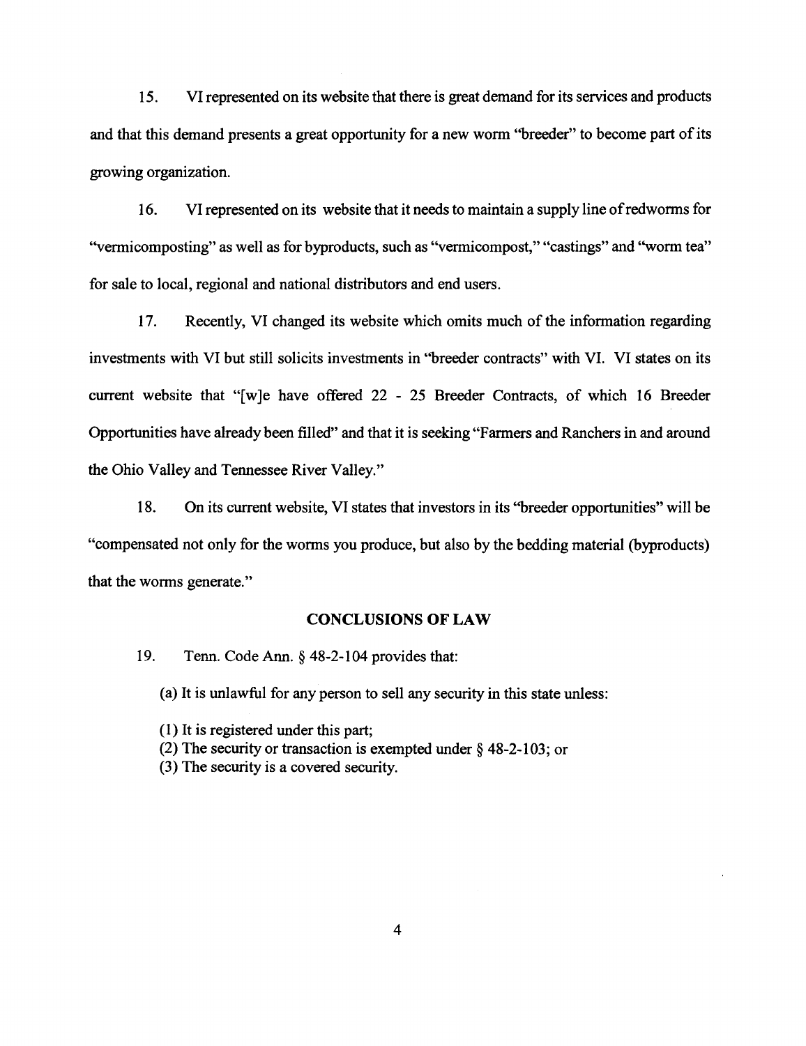15. VI represented on its website that there is great demand for its services and products and that this demand presents a great opportunity for a new worm "breeder" to become part of its growing organization.

16. VI represented on its website that it needs to maintain a supply line of redworms for "vermicomposting" as well as for byproducts, such as "vermicompost," "castings" and "worm tea" for sale to local, regional and national distributors and end users.

17. Recently, VI changed its website which omits much of the information regarding investments with VI but still solicits investments in "breeder contracts" with VI. VI states on its current website that "[w]e have offered 22 - 25 Breeder Contracts, of which 16 Breeder Opportunities have already been filled" and that it is seeking "Farmers and Ranchers in and around the Ohio Valley and Tennessee River Valley."

18. On its current website, VI states that investors in its "breeder opportunities" will be "compensated not only for the worms you produce, but also by the bedding material (byproducts) that the worms generate."

## CONCLUSIONS OF LAW

19. Tenn. Code Ann. § 48-2-104 provides that:

(a) It is unlawful for any person to sell any security in this state unless:

(1) It is registered under this part;
(2) The security or transaction is exempted under § 48-2-103; or
(3) The security is a covered security.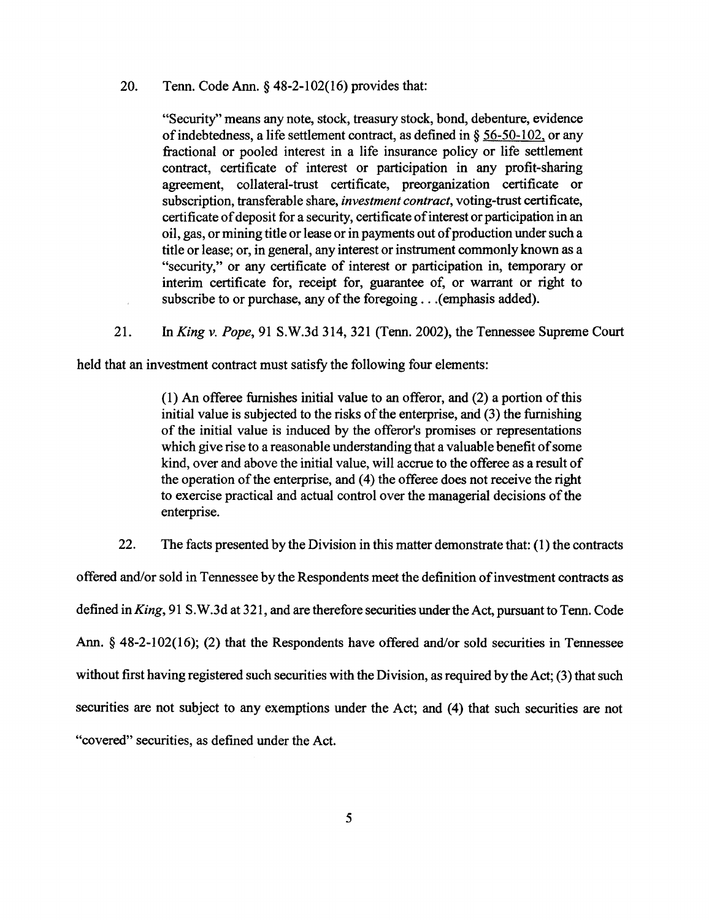20. Tenn. Code Ann. § 48-2-102(16) provides that:

> "Security" means any note, stock, treasury stock, bond, debenture, evidence of indebtedness, a life settlement contract, as defined in § 56-50-102, or any fractional or pooled interest in a life insurance policy or life settlement contract, certificate of interest or participation in any profit-sharing agreement, collateral-trust certificate, preorganization certificate or subscription, transferable share, *investment contract*, voting-trust certificate, certificate of deposit for a security, certificate of interest or participation in an oil, gas, or mining title or lease or in payments out of production under such a title or lease; or, in general, any interest or instrument commonly known as a "security," or any certificate of interest or participation in, temporary or interim certificate for, receipt for, guarantee of, or warrant or right to subscribe to or purchase, any of the foregoing . . .(emphasis added).

21. In *King v. Pope*, 91 S.W.3d 314, 321 (Tenn. 2002), the Tennessee Supreme Court held that an investment contract must satisfy the following four elements:

> (1) An offeree furnishes initial value to an offeror, and (2) a portion of this initial value is subjected to the risks of the enterprise, and (3) the furnishing of the initial value is induced by the offeror's promises or representations which give rise to a reasonable understanding that a valuable benefit of some kind, over and above the initial value, will accrue to the offeree as a result of the operation of the enterprise, and (4) the offeree does not receive the right to exercise practical and actual control over the managerial decisions of the enterprise.

22. The facts presented by the Division in this matter demonstrate that: (1) the contracts offered and/or sold in Tennessee by the Respondents meet the definition of investment contracts as defined in *King*, 91 S.W.3d at 321, and are therefore securities under the Act, pursuant to Tenn. Code Ann. § 48-2-102(16); (2) that the Respondents have offered and/or sold securities in Tennessee without first having registered such securities with the Division, as required by the Act; (3) that such securities are not subject to any exemptions under the Act; and (4) that such securities are not "covered" securities, as defined under the Act.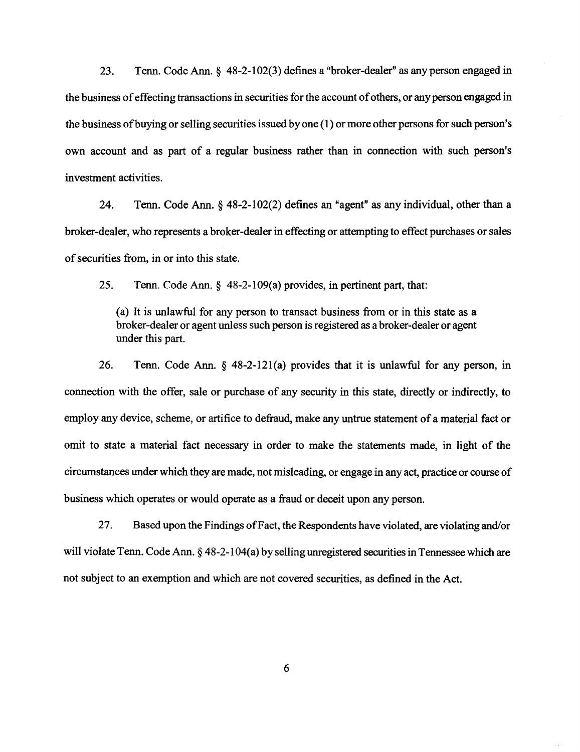23. Tenn. Code Ann. § 48-2-102(3) defines a "broker-dealer" as any person engaged in the business of effecting transactions in securities for the account of others, or any person engaged in the business of buying or selling securities issued by one (1) or more other persons for such person's own account and as part of a regular business rather than in connection with such person's investment activities.

24. Tenn. Code Ann. § 48-2-102(2) defines an "agent" as any individual, other than a broker-dealer, who represents a broker-dealer in effecting or attempting to effect purchases or sales of securities from, in or into this state.

25. Tenn. Code Ann. § 48-2-109(a) provides, in pertinent part, that:

> (a) It is unlawful for any person to transact business from or in this state as a broker-dealer or agent unless such person is registered as a broker-dealer or agent under this part.

26. Tenn. Code Ann. § 48-2-121(a) provides that it is unlawful for any person, in connection with the offer, sale or purchase of any security in this state, directly or indirectly, to employ any device, scheme, or artifice to defraud, make any untrue statement of a material fact or omit to state a material fact necessary in order to make the statements made, in light of the circumstances under which they are made, not misleading, or engage in any act, practice or course of business which operates or would operate as a fraud or deceit upon any person.

27. Based upon the Findings of Fact, the Respondents have violated, are violating and/or will violate Tenn. Code Ann. § 48-2-104(a) by selling unregistered securities in Tennessee which are not subject to an exemption and which are not covered securities, as defined in the Act.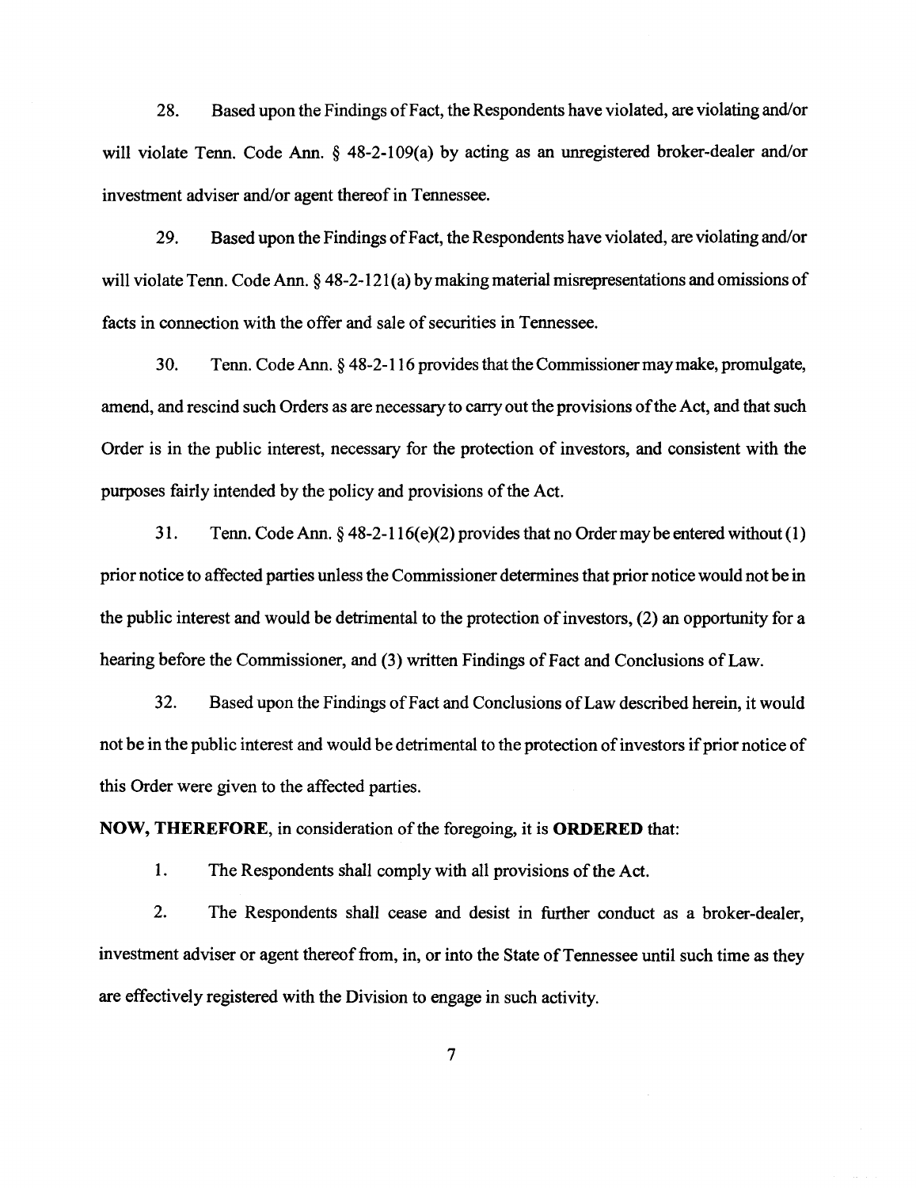28. Based upon the Findings of Fact, the Respondents have violated, are violating and/or will violate Tenn. Code Ann. § 48-2-109(a) by acting as an unregistered broker-dealer and/or investment adviser and/or agent thereof in Tennessee.

29. Based upon the Findings of Fact, the Respondents have violated, are violating and/or will violate Tenn. Code Ann. § 48-2-121(a) by making material misrepresentations and omissions of facts in connection with the offer and sale of securities in Tennessee.

30. Tenn. Code Ann. § 48-2-116 provides that the Commissioner may make, promulgate, amend, and rescind such Orders as are necessary to carry out the provisions of the Act, and that such Order is in the public interest, necessary for the protection of investors, and consistent with the purposes fairly intended by the policy and provisions of the Act.

31. Tenn. Code Ann. § 48-2-116(e)(2) provides that no Order may be entered without (1) prior notice to affected parties unless the Commissioner determines that prior notice would not be in the public interest and would be detrimental to the protection of investors, (2) an opportunity for a hearing before the Commissioner, and (3) written Findings of Fact and Conclusions of Law.

32. Based upon the Findings of Fact and Conclusions of Law described herein, it would not be in the public interest and would be detrimental to the protection of investors if prior notice of this Order were given to the affected parties.

**NOW, THEREFORE**, in consideration of the foregoing, it is **ORDERED** that:

1. The Respondents shall comply with all provisions of the Act.

2. The Respondents shall cease and desist in further conduct as a broker-dealer, investment adviser or agent thereof from, in, or into the State of Tennessee until such time as they are effectively registered with the Division to engage in such activity.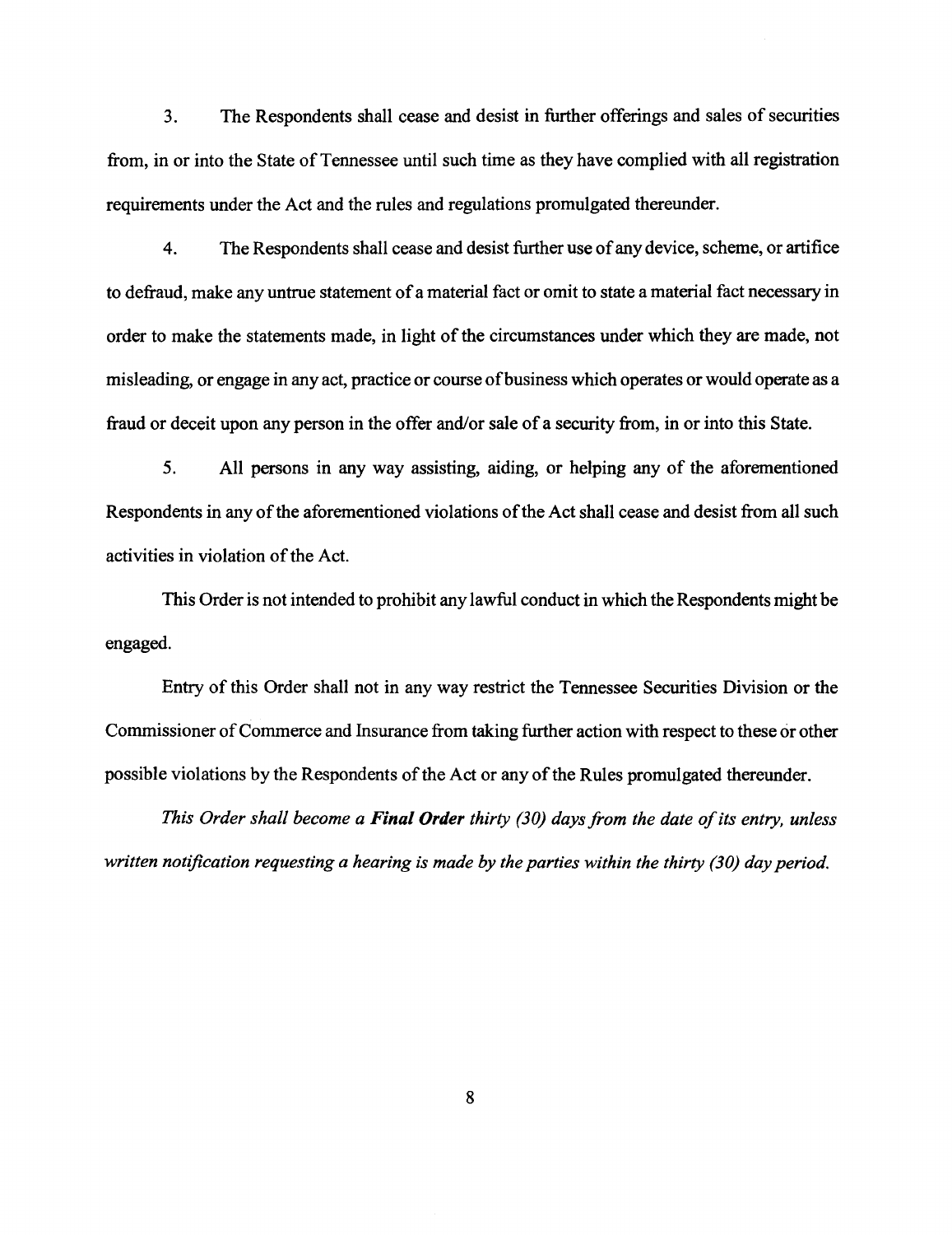3. The Respondents shall cease and desist in further offerings and sales of securities from, in or into the State of Tennessee until such time as they have complied with all registration requirements under the Act and the rules and regulations promulgated thereunder.

4. The Respondents shall cease and desist further use of any device, scheme, or artifice to defraud, make any untrue statement of a material fact or omit to state a material fact necessary in order to make the statements made, in light of the circumstances under which they are made, not misleading, or engage in any act, practice or course of business which operates or would operate as a fraud or deceit upon any person in the offer and/or sale of a security from, in or into this State.

5. All persons in any way assisting, aiding, or helping any of the aforementioned Respondents in any of the aforementioned violations of the Act shall cease and desist from all such activities in violation of the Act.

This Order is not intended to prohibit any lawful conduct in which the Respondents might be engaged.

Entry of this Order shall not in any way restrict the Tennessee Securities Division or the Commissioner of Commerce and Insurance from taking further action with respect to these or other possible violations by the Respondents of the Act or any of the Rules promulgated thereunder.

*This Order shall become a **Final Order** thirty (30) days from the date of its entry, unless written notification requesting a hearing is made by the parties within the thirty (30) day period.*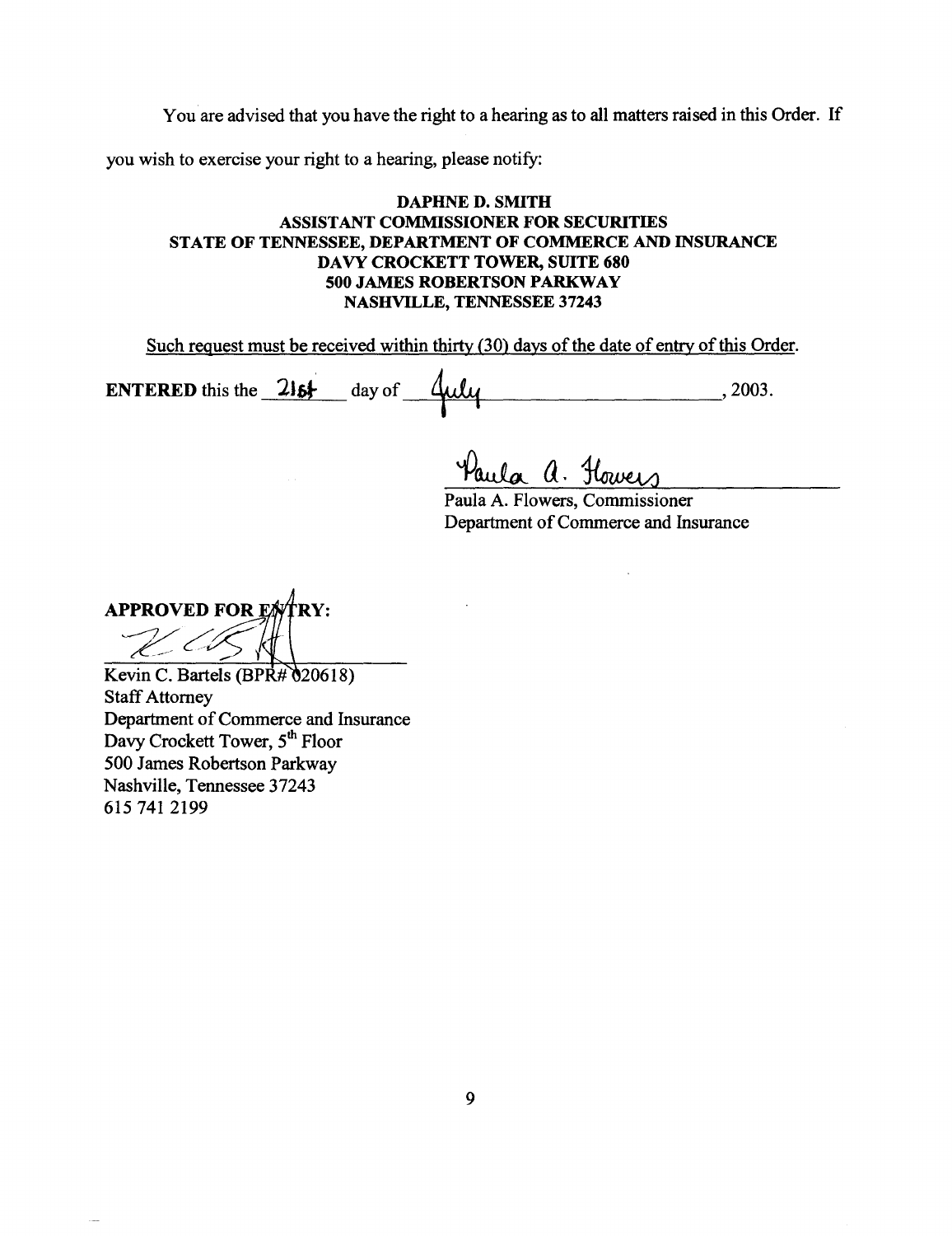You are advised that you have the right to a hearing as to all matters raised in this Order. If you wish to exercise your right to a hearing, please notify:

**DAPHNE D. SMITH**
**ASSISTANT COMMISSIONER FOR SECURITIES**
**STATE OF TENNESSEE, DEPARTMENT OF COMMERCE AND INSURANCE**
**DAVY CROCKETT TOWER, SUITE 680**
**500 JAMES ROBERTSON PARKWAY**
**NASHVILLE, TENNESSEE 37243**

Such request must be received within thirty (30) days of the date of entry of this Order.

**ENTERED** this the 21st day of July, 2003.

Paula A. Flowers

Paula A. Flowers, Commissioner
Department of Commerce and Insurance

**APPROVED FOR ENTRY:**

Kevin C. Bartels (BPR# 020618)
Staff Attorney
Department of Commerce and Insurance
Davy Crockett Tower, 5th Floor
500 James Robertson Parkway
Nashville, Tennessee 37243
615 741 2199